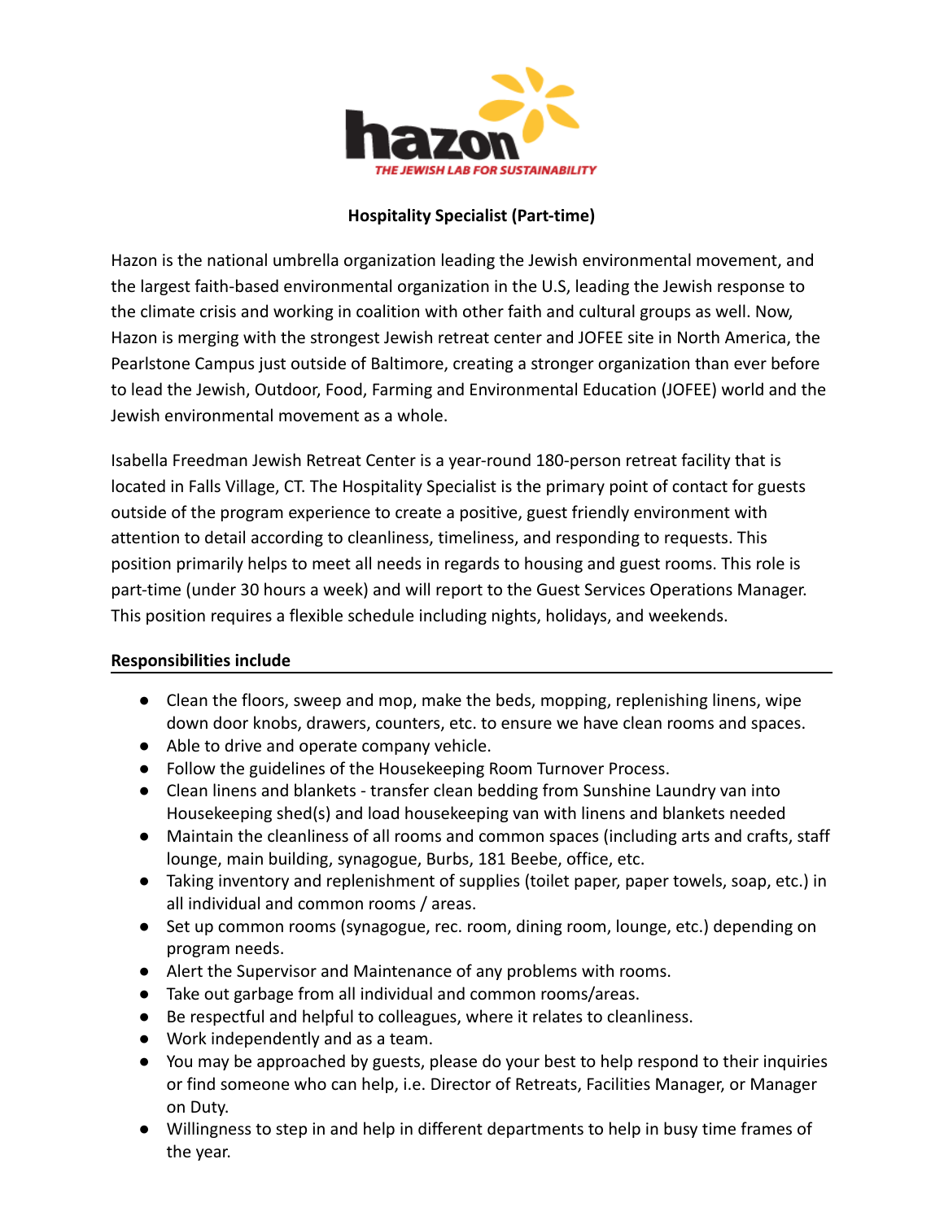hazon

THE JEWISH LAB FOR SUSTAINABILITY

**Hospitality Specialist (Part-time)**

Hazon is the national umbrella organization leading the Jewish environmental movement, and the largest faith-based environmental organization in the U.S, leading the Jewish response to the climate crisis and working in coalition with other faith and cultural groups as well. Now, Hazon is merging with the strongest Jewish retreat center and JOFEE site in North America, the Pearlstone Campus just outside of Baltimore, creating a stronger organization than ever before to lead the Jewish, Outdoor, Food, Farming and Environmental Education (JOFEE) world and the Jewish environmental movement as a whole.

Isabella Freedman Jewish Retreat Center is a year-round 180-person retreat facility that is located in Falls Village, CT. The Hospitality Specialist is the primary point of contact for guests outside of the program experience to create a positive, guest friendly environment with attention to detail according to cleanliness, timeliness, and responding to requests. This position primarily helps to meet all needs in regards to housing and guest rooms. This role is part-time (under 30 hours a week) and will report to the Guest Services Operations Manager. This position requires a flexible schedule including nights, holidays, and weekends.

**Responsibilities include**

- Clean the floors, sweep and mop, make the beds, mopping, replenishing linens, wipe down door knobs, drawers, counters, etc. to ensure we have clean rooms and spaces.
- Able to drive and operate company vehicle.
- Follow the guidelines of the Housekeeping Room Turnover Process.
- Clean linens and blankets - transfer clean bedding from Sunshine Laundry van into Housekeeping shed(s) and load housekeeping van with linens and blankets needed
- Maintain the cleanliness of all rooms and common spaces (including arts and crafts, staff lounge, main building, synagogue, Burbs, 181 Beebe, office, etc.
- Taking inventory and replenishment of supplies (toilet paper, paper towels, soap, etc.) in all individual and common rooms / areas.
- Set up common rooms (synagogue, rec. room, dining room, lounge, etc.) depending on program needs.
- Alert the Supervisor and Maintenance of any problems with rooms.
- Take out garbage from all individual and common rooms/areas.
- Be respectful and helpful to colleagues, where it relates to cleanliness.
- Work independently and as a team.
- You may be approached by guests, please do your best to help respond to their inquiries or find someone who can help, i.e. Director of Retreats, Facilities Manager, or Manager on Duty.
- Willingness to step in and help in different departments to help in busy time frames of the year.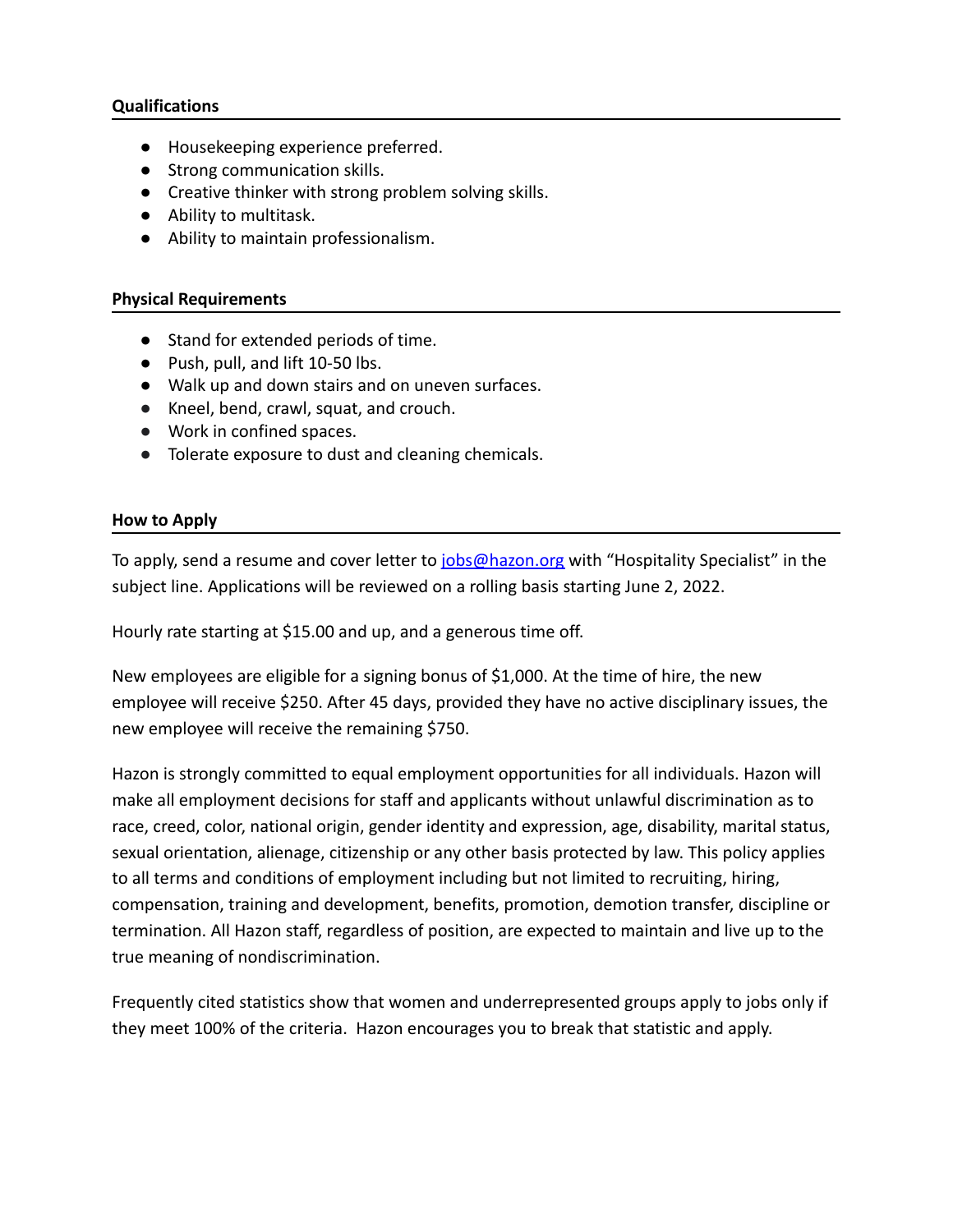### Qualifications

- Housekeeping experience preferred.
- Strong communication skills.
- Creative thinker with strong problem solving skills.
- Ability to multitask.
- Ability to maintain professionalism.

### Physical Requirements

- Stand for extended periods of time.
- Push, pull, and lift 10-50 lbs.
- Walk up and down stairs and on uneven surfaces.
- Kneel, bend, crawl, squat, and crouch.
- Work in confined spaces.
- Tolerate exposure to dust and cleaning chemicals.

### How to Apply

To apply, send a resume and cover letter to jobs@hazon.org with “Hospitality Specialist” in the subject line. Applications will be reviewed on a rolling basis starting June 2, 2022.

Hourly rate starting at $15.00 and up, and a generous time off.

New employees are eligible for a signing bonus of $1,000. At the time of hire, the new employee will receive $250. After 45 days, provided they have no active disciplinary issues, the new employee will receive the remaining $750.

Hazon is strongly committed to equal employment opportunities for all individuals. Hazon will make all employment decisions for staff and applicants without unlawful discrimination as to race, creed, color, national origin, gender identity and expression, age, disability, marital status, sexual orientation, alienage, citizenship or any other basis protected by law. This policy applies to all terms and conditions of employment including but not limited to recruiting, hiring, compensation, training and development, benefits, promotion, demotion transfer, discipline or termination. All Hazon staff, regardless of position, are expected to maintain and live up to the true meaning of nondiscrimination.

Frequently cited statistics show that women and underrepresented groups apply to jobs only if they meet 100% of the criteria. Hazon encourages you to break that statistic and apply.